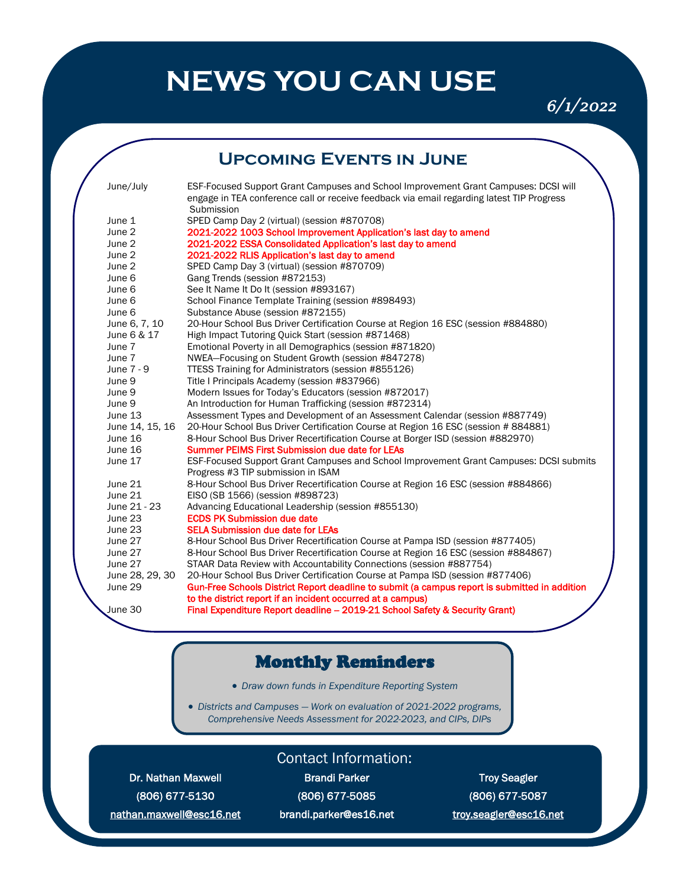# NEWS YOU CAN USE

*6/1/2022*

## Upcoming Events in June

| | |
|---|---|
| June/July | ESF-Focused Support Grant Campuses and School Improvement Grant Campuses: DCSI will engage in TEA conference call or receive feedback via email regarding latest TIP Progress Submission |
| June 1 | SPED Camp Day 2 (virtual) (session #870708) |
| June 2 | **2021-2022 1003 School Improvement Application's last day to amend** |
| June 2 | **2021-2022 ESSA Consolidated Application's last day to amend** |
| June 2 | **2021-2022 RLIS Application's last day to amend** |
| June 2 | SPED Camp Day 3 (virtual) (session #870709) |
| June 6 | Gang Trends (session #872153) |
| June 6 | See It Name It Do It (session #893167) |
| June 6 | School Finance Template Training (session #898493) |
| June 6 | Substance Abuse (session #872155) |
| June 6, 7, 10 | 20-Hour School Bus Driver Certification Course at Region 16 ESC (session #884880) |
| June 6 & 17 | High Impact Tutoring Quick Start (session #871468) |
| June 7 | Emotional Poverty in all Demographics (session #871820) |
| June 7 | NWEA—Focusing on Student Growth (session #847278) |
| June 7 - 9 | TTESS Training for Administrators (session #855126) |
| June 9 | Title I Principals Academy (session #837966) |
| June 9 | Modern Issues for Today's Educators (session #872017) |
| June 9 | An Introduction for Human Trafficking (session #872314) |
| June 13 | Assessment Types and Development of an Assessment Calendar (session #887749) |
| June 14, 15, 16 | 20-Hour School Bus Driver Certification Course at Region 16 ESC (session # 884881) |
| June 16 | 8-Hour School Bus Driver Recertification Course at Borger ISD (session #882970) |
| June 16 | **Summer PEIMS First Submission due date for LEAs** |
| June 17 | ESF-Focused Support Grant Campuses and School Improvement Grant Campuses: DCSI submits Progress #3 TIP submission in ISAM |
| June 21 | 8-Hour School Bus Driver Recertification Course at Region 16 ESC (session #884866) |
| June 21 | EISO (SB 1566) (session #898723) |
| June 21 - 23 | Advancing Educational Leadership (session #855130) |
| June 23 | **ECDS PK Submission due date** |
| June 23 | **SELA Submission due date for LEAs** |
| June 27 | 8-Hour School Bus Driver Recertification Course at Pampa ISD (session #877405) |
| June 27 | 8-Hour School Bus Driver Recertification Course at Region 16 ESC (session #884867) |
| June 27 | STAAR Data Review with Accountability Connections (session #887754) |
| June 28, 29, 30 | 20-Hour School Bus Driver Certification Course at Pampa ISD (session #877406) |
| June 29 | **Gun-Free Schools District Report deadline to submit (a campus report is submitted in addition to the district report if an incident occurred at a campus)** |
| June 30 | **Final Expenditure Report deadline – 2019-21 School Safety & Security Grant)** |

## Monthly Reminders

- *Draw down funds in Expenditure Reporting System*
- *Districts and Campuses — Work on evaluation of 2021-2022 programs, Comprehensive Needs Assessment for 2022-2023, and CIPs, DIPs*

## Contact Information:

| Dr. Nathan Maxwell | Brandi Parker | Troy Seagler |
|---|---|---|
| (806) 677-5130 | (806) 677-5085 | (806) 677-5087 |
| nathan.maxwell@esc16.net | brandi.parker@es16.net | troy.seagler@esc16.net |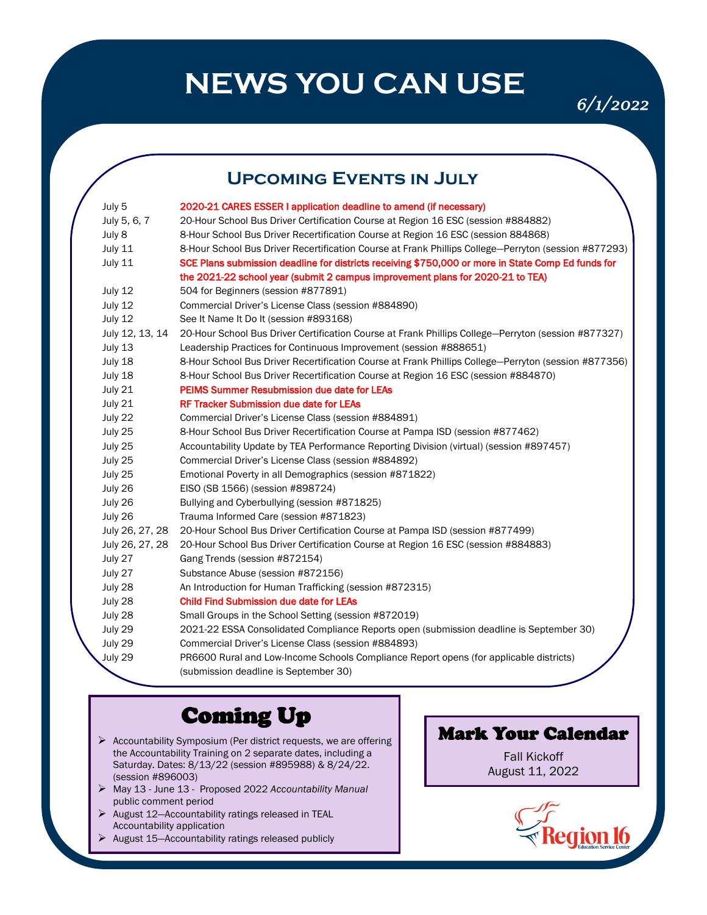# NEWS YOU CAN USE

*6/1/2022*

## Upcoming Events in July

| | |
|---|---|
| July 5 | **2020-21 CARES ESSER I application deadline to amend (if necessary)** |
| July 5, 6, 7 | 20-Hour School Bus Driver Certification Course at Region 16 ESC (session #884882) |
| July 8 | 8-Hour School Bus Driver Recertification Course at Region 16 ESC (session 884868) |
| July 11 | 8-Hour School Bus Driver Recertification Course at Frank Phillips College—Perryton (session #877293) |
| July 11 | **SCE Plans submission deadline for districts receiving $750,000 or more in State Comp Ed funds for the 2021-22 school year (submit 2 campus improvement plans for 2020-21 to TEA)** |
| July 12 | 504 for Beginners (session #877891) |
| July 12 | Commercial Driver's License Class (session #884890) |
| July 12 | See It Name It Do It (session #893168) |
| July 12, 13, 14 | 20-Hour School Bus Driver Certification Course at Frank Phillips College—Perryton (session #877327) |
| July 13 | Leadership Practices for Continuous Improvement (session #888651) |
| July 18 | 8-Hour School Bus Driver Recertification Course at Frank Phillips College—Perryton (session #877356) |
| July 18 | 8-Hour School Bus Driver Recertification Course at Region 16 ESC (session #884870) |
| July 21 | **PEIMS Summer Resubmission due date for LEAs** |
| July 21 | **RF Tracker Submission due date for LEAs** |
| July 22 | Commercial Driver's License Class (session #884891) |
| July 25 | 8-Hour School Bus Driver Recertification Course at Pampa ISD (session #877462) |
| July 25 | Accountability Update by TEA Performance Reporting Division (virtual) (session #897457) |
| July 25 | Commercial Driver's License Class (session #884892) |
| July 25 | Emotional Poverty in all Demographics (session #871822) |
| July 26 | EISO (SB 1566) (session #898724) |
| July 26 | Bullying and Cyberbullying (session #871825) |
| July 26 | Trauma Informed Care (session #871823) |
| July 26, 27, 28 | 20-Hour School Bus Driver Certification Course at Pampa ISD (session #877499) |
| July 26, 27, 28 | 20-Hour School Bus Driver Certification Course at Region 16 ESC (session #884883) |
| July 27 | Gang Trends (session #872154) |
| July 27 | Substance Abuse (session #872156) |
| July 28 | An Introduction for Human Trafficking (session #872315) |
| July 28 | **Child Find Submission due date for LEAs** |
| July 28 | Small Groups in the School Setting (session #872019) |
| July 29 | 2021-22 ESSA Consolidated Compliance Reports open (submission deadline is September 30) |
| July 29 | Commercial Driver's License Class (session #884893) |
| July 29 | PR6600 Rural and Low-Income Schools Compliance Report opens (for applicable districts) (submission deadline is September 30) |

## Coming Up

- Accountability Symposium (Per district requests, we are offering the Accountability Training on 2 separate dates, including a Saturday. Dates: 8/13/22 (session #895988) & 8/24/22. (session #896003)
- May 13 - June 13 - Proposed 2022 *Accountability Manual* public comment period
- August 12—Accountability ratings released in TEAL Accountability application
- August 15—Accountability ratings released publicly

## Mark Your Calendar

Fall Kickoff
August 11, 2022

Region 16 Education Service Center